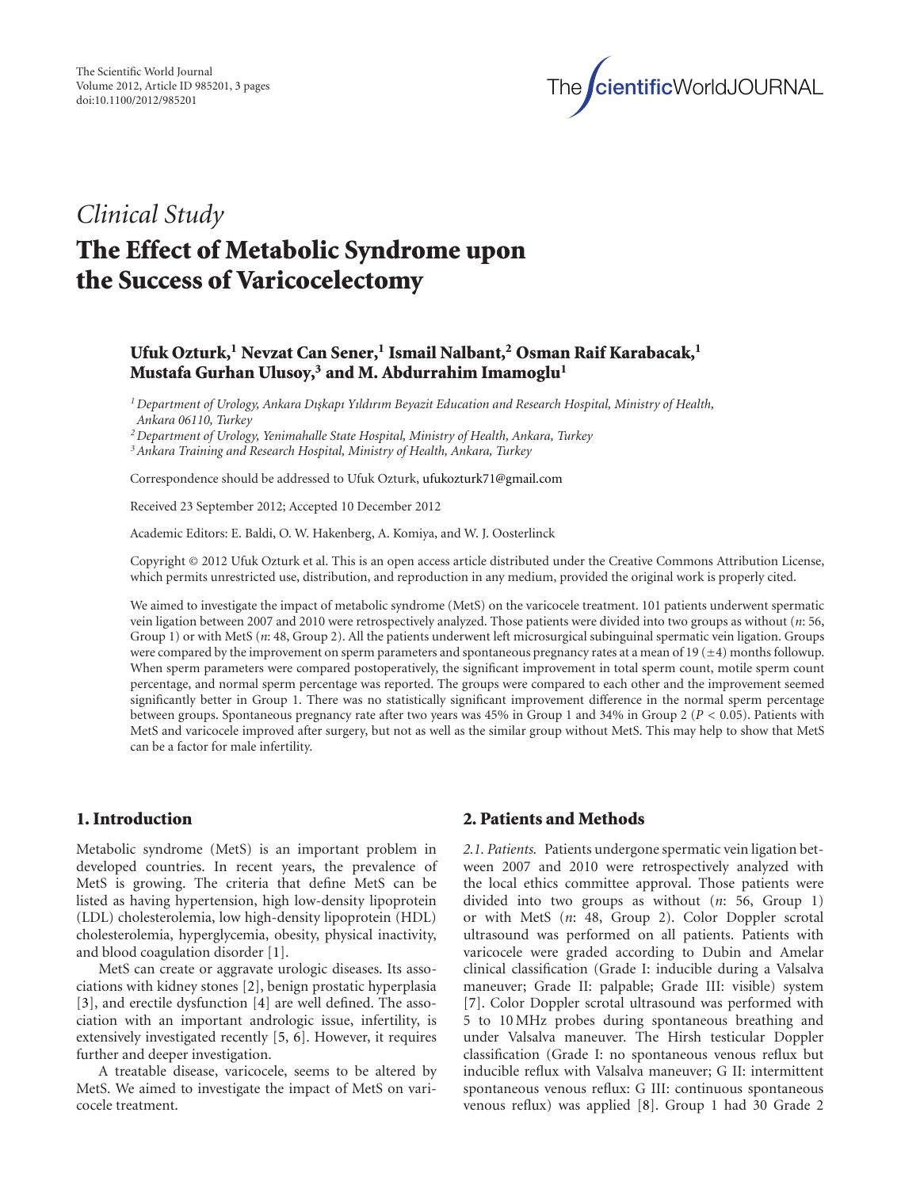*Clinical Study*

# The Effect of Metabolic Syndrome upon the Success of Varicocelectomy

**Ufuk Ozturk,[1] Nevzat Can Sener,[1] Ismail Nalbant,[2] Osman Raif Karabacak,[1] Mustafa Gurhan Ulusoy,[3] and M. Abdurrahim Imamoglu[1]**

[1] *Department of Urology, Ankara Dışkapı Yıldırım Beyazit Education and Research Hospital, Ministry of Health, Ankara 06110, Turkey*

[2] *Department of Urology, Yenimahalle State Hospital, Ministry of Health, Ankara, Turkey*

[3] *Ankara Training and Research Hospital, Ministry of Health, Ankara, Turkey*

Correspondence should be addressed to Ufuk Ozturk, ufukozturk71@gmail.com

Received 23 September 2012; Accepted 10 December 2012

Academic Editors: E. Baldi, O. W. Hakenberg, A. Komiya, and W. J. Oosterlinck

Copyright © 2012 Ufuk Ozturk et al. This is an open access article distributed under the Creative Commons Attribution License, which permits unrestricted use, distribution, and reproduction in any medium, provided the original work is properly cited.

We aimed to investigate the impact of metabolic syndrome (MetS) on the varicocele treatment. 101 patients underwent spermatic vein ligation between 2007 and 2010 were retrospectively analyzed. Those patients were divided into two groups as without (*n*: 56, Group 1) or with MetS (*n*: 48, Group 2). All the patients underwent left microsurgical subinguinal spermatic vein ligation. Groups were compared by the improvement on sperm parameters and spontaneous pregnancy rates at a mean of 19 ($\pm$4) months followup. When sperm parameters were compared postoperatively, the significant improvement in total sperm count, motile sperm count percentage, and normal sperm percentage was reported. The groups were compared to each other and the improvement seemed significantly better in Group 1. There was no statistically significant improvement difference in the normal sperm percentage between groups. Spontaneous pregnancy rate after two years was 45% in Group 1 and 34% in Group 2 ($P < 0.05$). Patients with MetS and varicocele improved after surgery, but not as well as the similar group without MetS. This may help to show that MetS can be a factor for male infertility.

## 1. Introduction

Metabolic syndrome (MetS) is an important problem in developed countries. In recent years, the prevalence of MetS is growing. The criteria that define MetS can be listed as having hypertension, high low-density lipoprotein (LDL) cholesterolemia, low high-density lipoprotein (HDL) cholesterolemia, hyperglycemia, obesity, physical inactivity, and blood coagulation disorder [1].

MetS can create or aggravate urologic diseases. Its associations with kidney stones [2], benign prostatic hyperplasia [3], and erectile dysfunction [4] are well defined. The association with an important andrologic issue, infertility, is extensively investigated recently [5, 6]. However, it requires further and deeper investigation.

A treatable disease, varicocele, seems to be altered by MetS. We aimed to investigate the impact of MetS on varicocele treatment.

## 2. Patients and Methods

*2.1. Patients.* Patients undergone spermatic vein ligation between 2007 and 2010 were retrospectively analyzed with the local ethics committee approval. Those patients were divided into two groups as without (*n*: 56, Group 1) or with MetS (*n*: 48, Group 2). Color Doppler scrotal ultrasound was performed on all patients. Patients with varicocele were graded according to Dubin and Amelar clinical classification (Grade I: inducible during a Valsalva maneuver; Grade II: palpable; Grade III: visible) system [7]. Color Doppler scrotal ultrasound was performed with 5 to 10 MHz probes during spontaneous breathing and under Valsalva maneuver. The Hirsh testicular Doppler classification (Grade I: no spontaneous venous reflux but inducible reflux with Valsalva maneuver; G II: intermittent spontaneous venous reflux: G III: continuous spontaneous venous reflux) was applied [8]. Group 1 had 30 Grade 2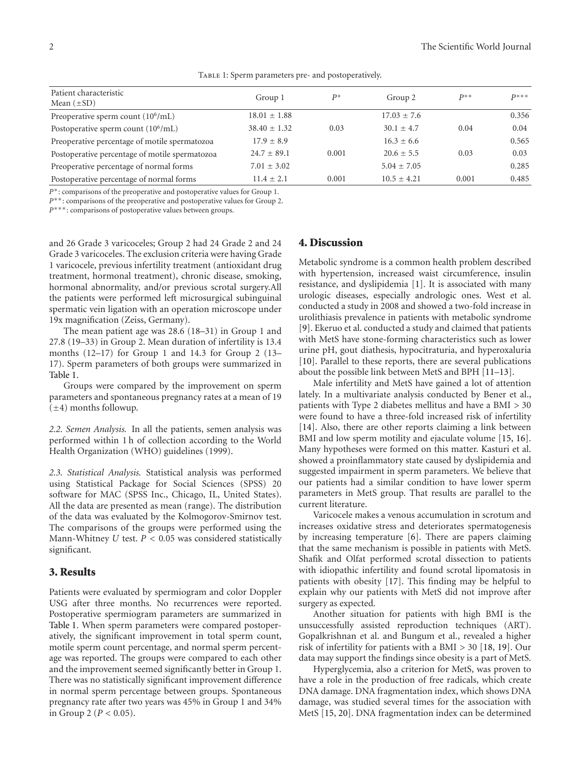Table 1: Sperm parameters pre- and postoperatively.

| Patient characteristic Mean (±SD) | Group 1 | $P^{*}$ | Group 2 | $P^{**}$ | $P^{***}$ |
|---|---|---|---|---|---|
| Preoperative sperm count ($10^6$/mL) | 18.01 ± 1.88 | | 17.03 ± 7.6 | | 0.356 |
| Postoperative sperm count ($10^6$/mL) | 38.40 ± 1.32 | 0.03 | 30.1 ± 4.7 | 0.04 | 0.04 |
| Preoperative percentage of motile spermatozoa | 17.9 ± 8.9 | | 16.3 ± 6.6 | | 0.565 |
| Postoperative percentage of motile spermatozoa | 24.7 ± 89.1 | 0.001 | 20.6 ± 5.5 | 0.03 | 0.03 |
| Preoperative percentage of normal forms | 7.01 ± 3.02 | | 5.04 ± 7.05 | | 0.285 |
| Postoperative percentage of normal forms | 11.4 ± 2.1 | 0.001 | 10.5 ± 4.21 | 0.001 | 0.485 |

$P^{*}$: comparisons of the preoperative and postoperative values for Group 1.
$P^{**}$: comparisons of the preoperative and postoperative values for Group 2.
$P^{***}$: comparisons of postoperative values between groups.

and 26 Grade 3 varicoceles; Group 2 had 24 Grade 2 and 24 Grade 3 varicoceles. The exclusion criteria were having Grade 1 varicocele, previous infertility treatment (antioxidant drug treatment, hormonal treatment), chronic disease, smoking, hormonal abnormality, and/or previous scrotal surgery.All the patients were performed left microsurgical subinguinal spermatic vein ligation with an operation microscope under 19x magnification (Zeiss, Germany).

The mean patient age was 28.6 (18–31) in Group 1 and 27.8 (19–33) in Group 2. Mean duration of infertility is 13.4 months (12–17) for Group 1 and 14.3 for Group 2 (13–17). Sperm parameters of both groups were summarized in Table 1.

Groups were compared by the improvement on sperm parameters and spontaneous pregnancy rates at a mean of 19 (±4) months followup.

*2.2. Semen Analysis.* In all the patients, semen analysis was performed within 1 h of collection according to the World Health Organization (WHO) guidelines (1999).

*2.3. Statistical Analysis.* Statistical analysis was performed using Statistical Package for Social Sciences (SPSS) 20 software for MAC (SPSS Inc., Chicago, IL, United States). All the data are presented as mean (range). The distribution of the data was evaluated by the Kolmogorov-Smirnov test. The comparisons of the groups were performed using the Mann-Whitney *U* test. $P < 0.05$ was considered statistically significant.

## 3. Results

Patients were evaluated by spermiogram and color Doppler USG after three months. No recurrences were reported. Postoperative spermiogram parameters are summarized in Table 1. When sperm parameters were compared postoperatively, the significant improvement in total sperm count, motile sperm count percentage, and normal sperm percentage was reported. The groups were compared to each other and the improvement seemed significantly better in Group 1. There was no statistically significant improvement difference in normal sperm percentage between groups. Spontaneous pregnancy rate after two years was 45% in Group 1 and 34% in Group 2 ($P < 0.05$).

## 4. Discussion

Metabolic syndrome is a common health problem described with hypertension, increased waist circumference, insulin resistance, and dyslipidemia [1]. It is associated with many urologic diseases, especially andrologic ones. West et al. conducted a study in 2008 and showed a two-fold increase in urolithiasis prevalence in patients with metabolic syndrome [9]. Ekeruo et al. conducted a study and claimed that patients with MetS have stone-forming characteristics such as lower urine pH, gout diathesis, hypocitraturia, and hyperoxaluria [10]. Parallel to these reports, there are several publications about the possible link between MetS and BPH [11–13].

Male infertility and MetS have gained a lot of attention lately. In a multivariate analysis conducted by Bener et al., patients with Type 2 diabetes mellitus and have a BMI > 30 were found to have a three-fold increased risk of infertility [14]. Also, there are other reports claiming a link between BMI and low sperm motility and ejaculate volume [15, 16]. Many hypotheses were formed on this matter. Kasturi et al. showed a proinflammatory state caused by dyslipidemia and suggested impairment in sperm parameters. We believe that our patients had a similar condition to have lower sperm parameters in MetS group. That results are parallel to the current literature.

Varicocele makes a venous accumulation in scrotum and increases oxidative stress and deteriorates spermatogenesis by increasing temperature [6]. There are papers claiming that the same mechanism is possible in patients with MetS. Shafik and Olfat performed scrotal dissection to patients with idiopathic infertility and found scrotal lipomatosis in patients with obesity [17]. This finding may be helpful to explain why our patients with MetS did not improve after surgery as expected.

Another situation for patients with high BMI is the unsuccessfully assisted reproduction techniques (ART). Gopalkrishnan et al. and Bungum et al., revealed a higher risk of infertility for patients with a BMI > 30 [18, 19]. Our data may support the findings since obesity is a part of MetS.

Hyperglycemia, also a criterion for MetS, was proven to have a role in the production of free radicals, which create DNA damage. DNA fragmentation index, which shows DNA damage, was studied several times for the association with MetS [15, 20]. DNA fragmentation index can be determined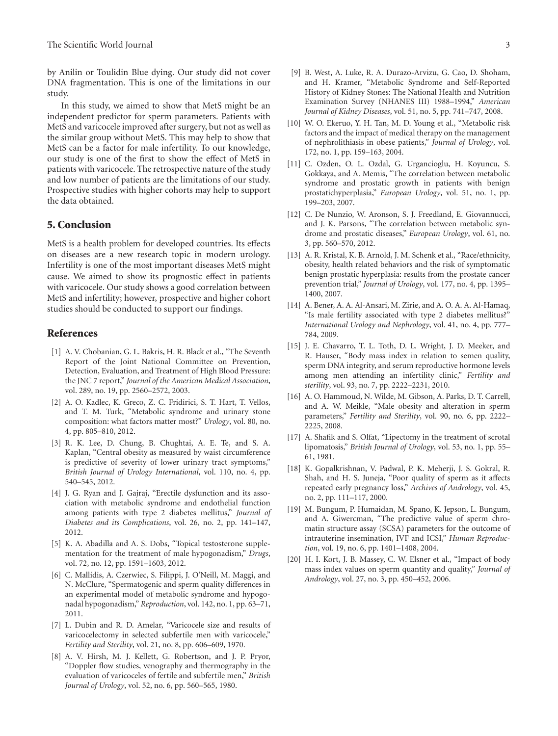by Anilin or Toulidin Blue dying. Our study did not cover DNA fragmentation. This is one of the limitations in our study.

In this study, we aimed to show that MetS might be an independent predictor for sperm parameters. Patients with MetS and varicocele improved after surgery, but not as well as the similar group without MetS. This may help to show that MetS can be a factor for male infertility. To our knowledge, our study is one of the first to show the effect of MetS in patients with varicocele. The retrospective nature of the study and low number of patients are the limitations of our study. Prospective studies with higher cohorts may help to support the data obtained.

## 5. Conclusion

MetS is a health problem for developed countries. Its effects on diseases are a new research topic in modern urology. Infertility is one of the most important diseases MetS might cause. We aimed to show its prognostic effect in patients with varicocele. Our study shows a good correlation between MetS and infertility; however, prospective and higher cohort studies should be conducted to support our findings.

## References

[1] A. V. Chobanian, G. L. Bakris, H. R. Black et al., "The Seventh Report of the Joint National Committee on Prevention, Detection, Evaluation, and Treatment of High Blood Pressure: the JNC 7 report," *Journal of the American Medical Association*, vol. 289, no. 19, pp. 2560–2572, 2003.

[2] A. O. Kadlec, K. Greco, Z. C. Fridirici, S. T. Hart, T. Vellos, and T. M. Turk, "Metabolic syndrome and urinary stone composition: what factors matter most?" *Urology*, vol. 80, no. 4, pp. 805–810, 2012.

[3] R. K. Lee, D. Chung, B. Chughtai, A. E. Te, and S. A. Kaplan, "Central obesity as measured by waist circumference is predictive of severity of lower urinary tract symptoms," *British Journal of Urology International*, vol. 110, no. 4, pp. 540–545, 2012.

[4] J. G. Ryan and J. Gajraj, "Erectile dysfunction and its association with metabolic syndrome and endothelial function among patients with type 2 diabetes mellitus," *Journal of Diabetes and its Complications*, vol. 26, no. 2, pp. 141–147, 2012.

[5] K. A. Abadilla and A. S. Dobs, "Topical testosterone supplementation for the treatment of male hypogonadism," *Drugs*, vol. 72, no. 12, pp. 1591–1603, 2012.

[6] C. Mallidis, A. Czerwiec, S. Filippi, J. O'Neill, M. Maggi, and N. McClure, "Spermatogenic and sperm quality differences in an experimental model of metabolic syndrome and hypogonadal hypogonadism," *Reproduction*, vol. 142, no. 1, pp. 63–71, 2011.

[7] L. Dubin and R. D. Amelar, "Varicocele size and results of varicocelectomy in selected subfertile men with varicocele," *Fertility and Sterility*, vol. 21, no. 8, pp. 606–609, 1970.

[8] A. V. Hirsh, M. J. Kellett, G. Robertson, and J. P. Pryor, "Doppler flow studies, venography and thermography in the evaluation of varicoceles of fertile and subfertile men," *British Journal of Urology*, vol. 52, no. 6, pp. 560–565, 1980.

[9] B. West, A. Luke, R. A. Durazo-Arvizu, G. Cao, D. Shoham, and H. Kramer, "Metabolic Syndrome and Self-Reported History of Kidney Stones: The National Health and Nutrition Examination Survey (NHANES III) 1988–1994," *American Journal of Kidney Diseases*, vol. 51, no. 5, pp. 741–747, 2008.

[10] W. O. Ekeruo, Y. H. Tan, M. D. Young et al., "Metabolic risk factors and the impact of medical therapy on the management of nephrolithiasis in obese patients," *Journal of Urology*, vol. 172, no. 1, pp. 159–163, 2004.

[11] C. Ozden, O. L. Ozdal, G. Urgancioglu, H. Koyuncu, S. Gokkaya, and A. Memis, "The correlation between metabolic syndrome and prostatic growth in patients with benign prostatichyperplasia," *European Urology*, vol. 51, no. 1, pp. 199–203, 2007.

[12] C. De Nunzio, W. Aronson, S. J. Freedland, E. Giovannucci, and J. K. Parsons, "The correlation between metabolic syndrome and prostatic diseases," *European Urology*, vol. 61, no. 3, pp. 560–570, 2012.

[13] A. R. Kristal, K. B. Arnold, J. M. Schenk et al., "Race/ethnicity, obesity, health related behaviors and the risk of symptomatic benign prostatic hyperplasia: results from the prostate cancer prevention trial," *Journal of Urology*, vol. 177, no. 4, pp. 1395–1400, 2007.

[14] A. Bener, A. A. Al-Ansari, M. Zirie, and A. O. A. A. Al-Hamaq, "Is male fertility associated with type 2 diabetes mellitus?" *International Urology and Nephrology*, vol. 41, no. 4, pp. 777–784, 2009.

[15] J. E. Chavarro, T. L. Toth, D. L. Wright, J. D. Meeker, and R. Hauser, "Body mass index in relation to semen quality, sperm DNA integrity, and serum reproductive hormone levels among men attending an infertility clinic," *Fertility and sterility*, vol. 93, no. 7, pp. 2222–2231, 2010.

[16] A. O. Hammoud, N. Wilde, M. Gibson, A. Parks, D. T. Carrell, and A. W. Meikle, "Male obesity and alteration in sperm parameters," *Fertility and Sterility*, vol. 90, no. 6, pp. 2222–2225, 2008.

[17] A. Shafik and S. Olfat, "Lipectomy in the treatment of scrotal lipomatosis," *British Journal of Urology*, vol. 53, no. 1, pp. 55–61, 1981.

[18] K. Gopalkrishnan, V. Padwal, P. K. Meherji, J. S. Gokral, R. Shah, and H. S. Juneja, "Poor quality of sperm as it affects repeated early pregnancy loss," *Archives of Andrology*, vol. 45, no. 2, pp. 111–117, 2000.

[19] M. Bungum, P. Humaidan, M. Spano, K. Jepson, L. Bungum, and A. Giwercman, "The predictive value of sperm chromatin structure assay (SCSA) parameters for the outcome of intrauterine insemination, IVF and ICSI," *Human Reproduction*, vol. 19, no. 6, pp. 1401–1408, 2004.

[20] H. I. Kort, J. B. Massey, C. W. Elsner et al., "Impact of body mass index values on sperm quantity and quality," *Journal of Andrology*, vol. 27, no. 3, pp. 450–452, 2006.